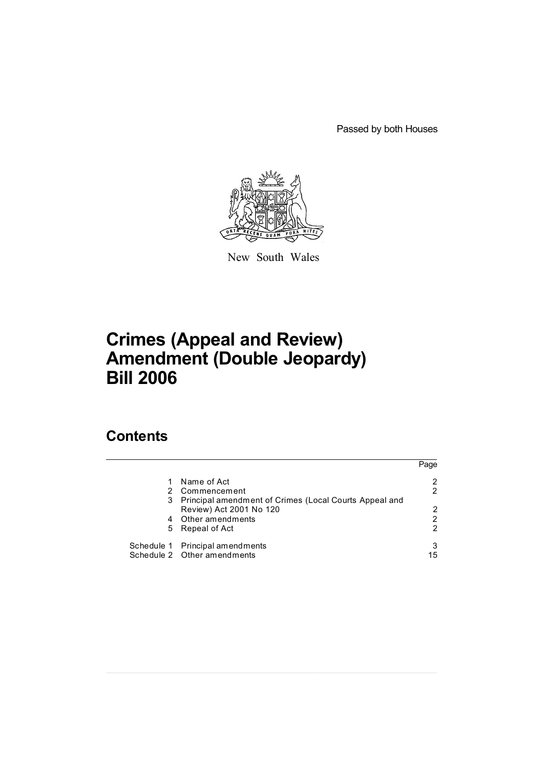Passed by both Houses

New South Wales

# Crimes (Appeal and Review) Amendment (Double Jeopardy) Bill 2006

## Contents

| | | Page |
|---|---|---|
| 1 | Name of Act | 2 |
| 2 | Commencement | 2 |
| 3 | Principal amendment of Crimes (Local Courts Appeal and Review) Act 2001 No 120 | 2 |
| 4 | Other amendments | 2 |
| 5 | Repeal of Act | 2 |
| Schedule 1 | Principal amendments | 3 |
| Schedule 2 | Other amendments | 15 |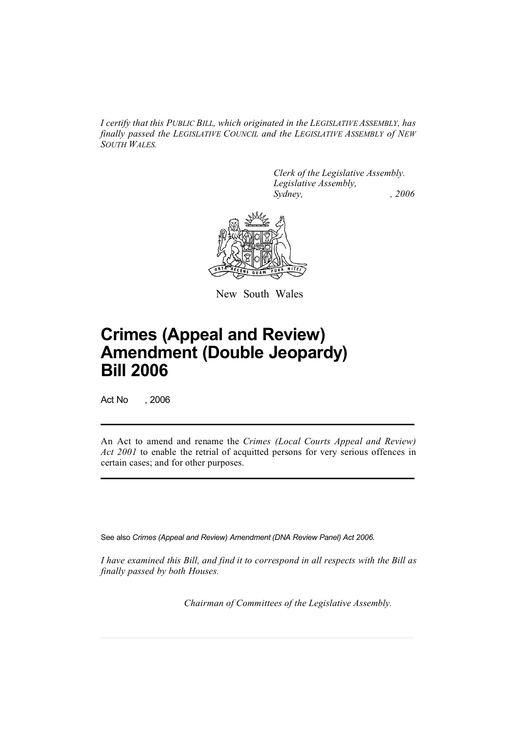*I certify that this PUBLIC BILL, which originated in the LEGISLATIVE ASSEMBLY, has finally passed the LEGISLATIVE COUNCIL and the LEGISLATIVE ASSEMBLY of NEW SOUTH WALES.*

*Clerk of the Legislative Assembly.*
*Legislative Assembly,*
*Sydney, , 2006*

New South Wales

# Crimes (Appeal and Review) Amendment (Double Jeopardy) Bill 2006

Act No , 2006

An Act to amend and rename the *Crimes (Local Courts Appeal and Review) Act 2001* to enable the retrial of acquitted persons for very serious offences in certain cases; and for other purposes.

See also *Crimes (Appeal and Review) Amendment (DNA Review Panel) Act 2006.*

*I have examined this Bill, and find it to correspond in all respects with the Bill as finally passed by both Houses.*

*Chairman of Committees of the Legislative Assembly.*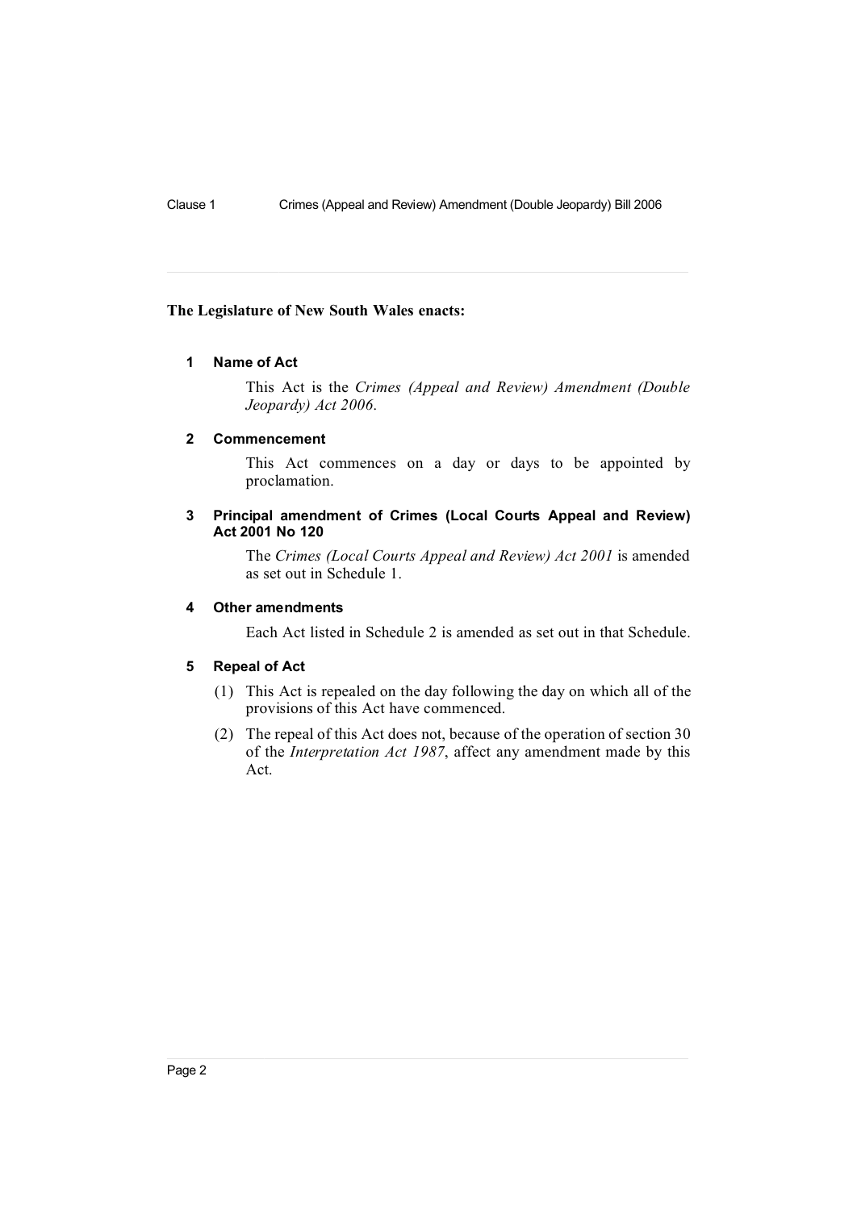**The Legislature of New South Wales enacts:**

### 1 Name of Act

This Act is the *Crimes (Appeal and Review) Amendment (Double Jeopardy) Act 2006*.

### 2 Commencement

This Act commences on a day or days to be appointed by proclamation.

### 3 Principal amendment of Crimes (Local Courts Appeal and Review) Act 2001 No 120

The *Crimes (Local Courts Appeal and Review) Act 2001* is amended as set out in Schedule 1.

### 4 Other amendments

Each Act listed in Schedule 2 is amended as set out in that Schedule.

### 5 Repeal of Act

(1) This Act is repealed on the day following the day on which all of the provisions of this Act have commenced.

(2) The repeal of this Act does not, because of the operation of section 30 of the *Interpretation Act 1987*, affect any amendment made by this Act.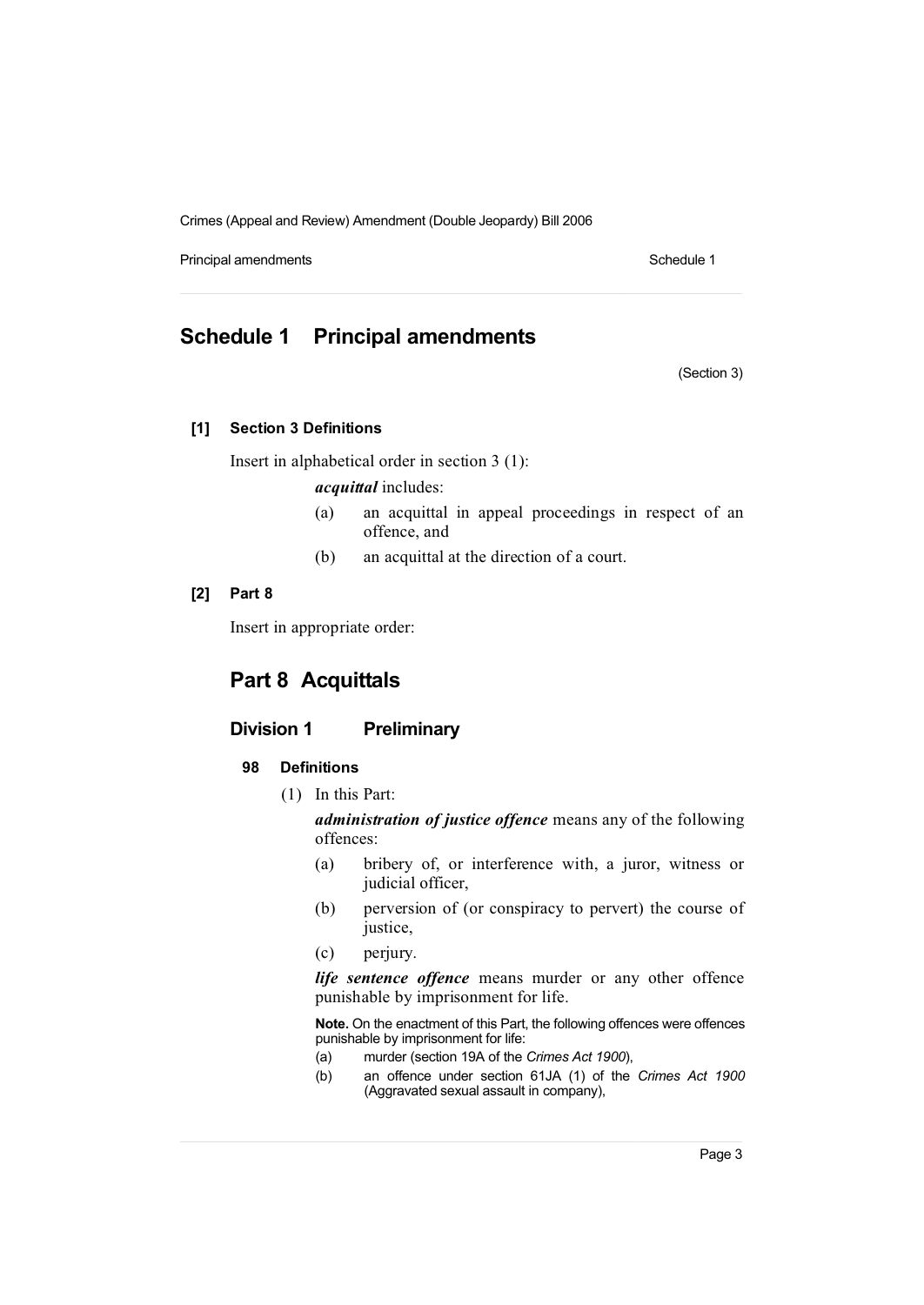# Schedule 1 Principal amendments

(Section 3)

**[1] Section 3 Definitions**

Insert in alphabetical order in section 3 (1):

***acquittal*** includes:

(a) an acquittal in appeal proceedings in respect of an offence, and

(b) an acquittal at the direction of a court.

**[2] Part 8**

Insert in appropriate order:

## Part 8 Acquittals

### Division 1 Preliminary

**98 Definitions**

(1) In this Part:

***administration of justice offence*** means any of the following offences:

(a) bribery of, or interference with, a juror, witness or judicial officer,

(b) perversion of (or conspiracy to pervert) the course of justice,

(c) perjury.

***life sentence offence*** means murder or any other offence punishable by imprisonment for life.

**Note.** On the enactment of this Part, the following offences were offences punishable by imprisonment for life:

(a) murder (section 19A of the *Crimes Act 1900*),

(b) an offence under section 61JA (1) of the *Crimes Act 1900* (Aggravated sexual assault in company),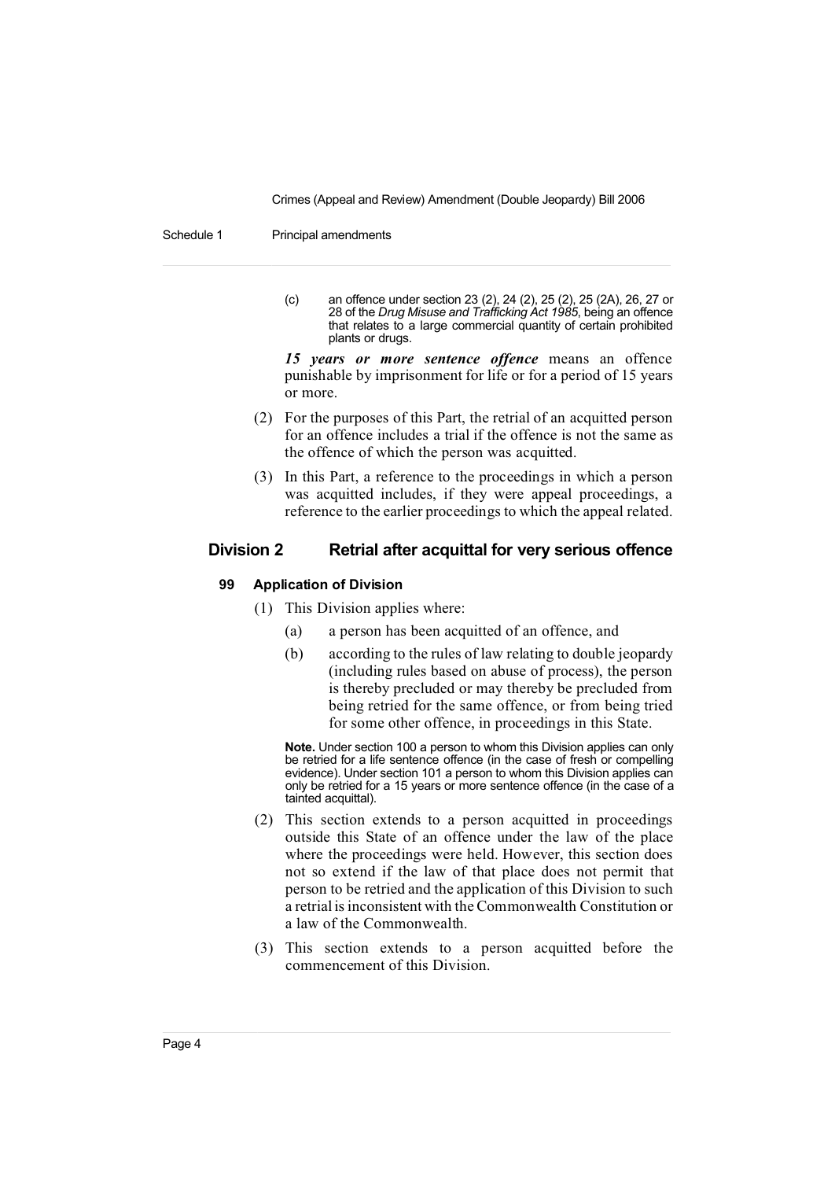(c) an offence under section 23 (2), 24 (2), 25 (2), 25 (2A), 26, 27 or 28 of the *Drug Misuse and Trafficking Act 1985*, being an offence that relates to a large commercial quantity of certain prohibited plants or drugs.

***15 years or more sentence offence*** means an offence punishable by imprisonment for life or for a period of 15 years or more.

(2) For the purposes of this Part, the retrial of an acquitted person for an offence includes a trial if the offence is not the same as the offence of which the person was acquitted.

(3) In this Part, a reference to the proceedings in which a person was acquitted includes, if they were appeal proceedings, a reference to the earlier proceedings to which the appeal related.

## Division 2 Retrial after acquittal for very serious offence

### 99 Application of Division

(1) This Division applies where:

(a) a person has been acquitted of an offence, and

(b) according to the rules of law relating to double jeopardy (including rules based on abuse of process), the person is thereby precluded or may thereby be precluded from being retried for the same offence, or from being tried for some other offence, in proceedings in this State.

**Note.** Under section 100 a person to whom this Division applies can only be retried for a life sentence offence (in the case of fresh or compelling evidence). Under section 101 a person to whom this Division applies can only be retried for a 15 years or more sentence offence (in the case of a tainted acquittal).

(2) This section extends to a person acquitted in proceedings outside this State of an offence under the law of the place where the proceedings were held. However, this section does not so extend if the law of that place does not permit that person to be retried and the application of this Division to such a retrial is inconsistent with the Commonwealth Constitution or a law of the Commonwealth.

(3) This section extends to a person acquitted before the commencement of this Division.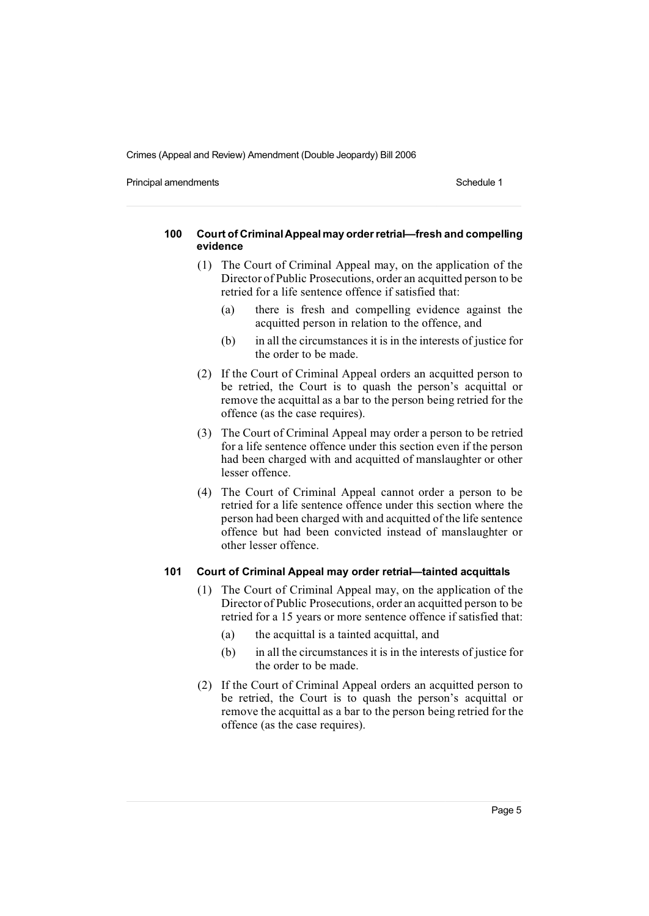### 100 Court of Criminal Appeal may order retrial—fresh and compelling evidence

(1) The Court of Criminal Appeal may, on the application of the Director of Public Prosecutions, order an acquitted person to be retried for a life sentence offence if satisfied that:

(a) there is fresh and compelling evidence against the acquitted person in relation to the offence, and

(b) in all the circumstances it is in the interests of justice for the order to be made.

(2) If the Court of Criminal Appeal orders an acquitted person to be retried, the Court is to quash the person's acquittal or remove the acquittal as a bar to the person being retried for the offence (as the case requires).

(3) The Court of Criminal Appeal may order a person to be retried for a life sentence offence under this section even if the person had been charged with and acquitted of manslaughter or other lesser offence.

(4) The Court of Criminal Appeal cannot order a person to be retried for a life sentence offence under this section where the person had been charged with and acquitted of the life sentence offence but had been convicted instead of manslaughter or other lesser offence.

### 101 Court of Criminal Appeal may order retrial—tainted acquittals

(1) The Court of Criminal Appeal may, on the application of the Director of Public Prosecutions, order an acquitted person to be retried for a 15 years or more sentence offence if satisfied that:

(a) the acquittal is a tainted acquittal, and

(b) in all the circumstances it is in the interests of justice for the order to be made.

(2) If the Court of Criminal Appeal orders an acquitted person to be retried, the Court is to quash the person's acquittal or remove the acquittal as a bar to the person being retried for the offence (as the case requires).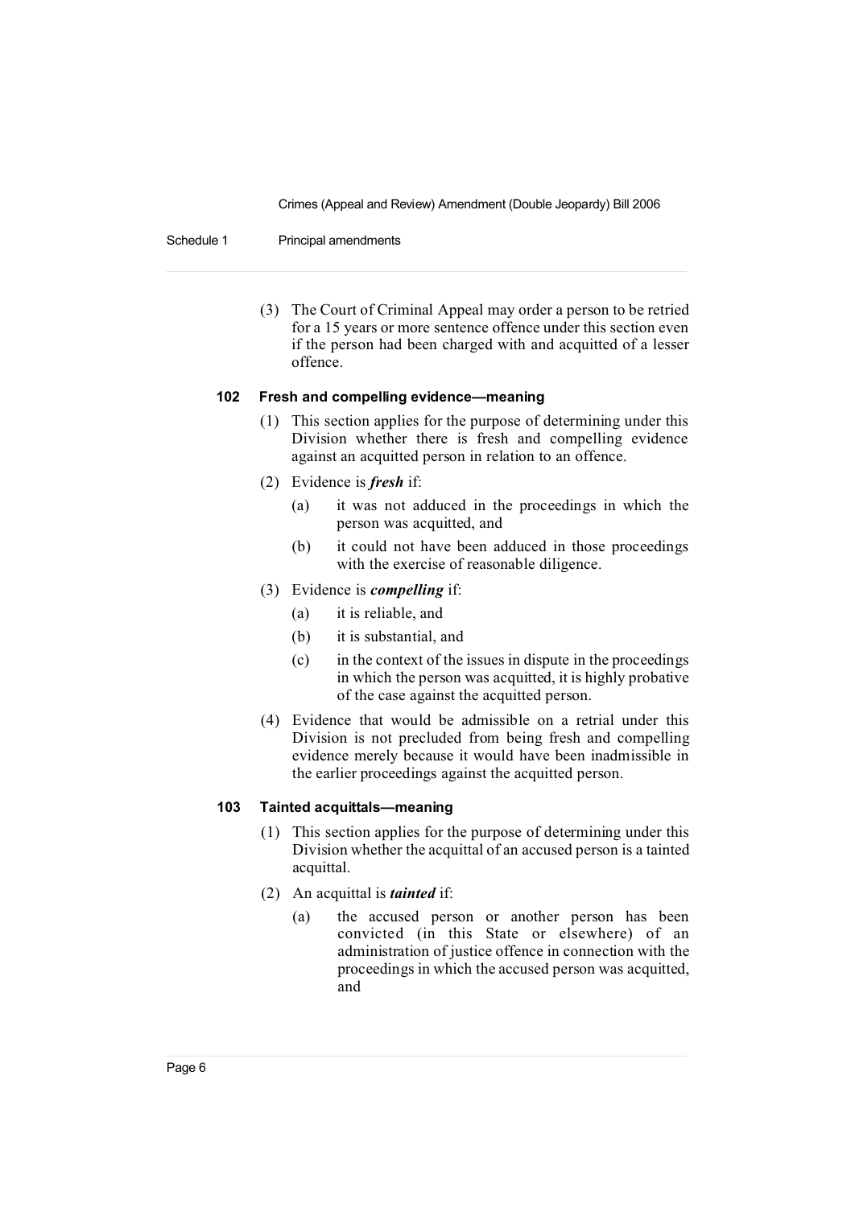(3) The Court of Criminal Appeal may order a person to be retried for a 15 years or more sentence offence under this section even if the person had been charged with and acquitted of a lesser offence.

### 102 Fresh and compelling evidence—meaning

(1) This section applies for the purpose of determining under this Division whether there is fresh and compelling evidence against an acquitted person in relation to an offence.

(2) Evidence is ***fresh*** if:

(a) it was not adduced in the proceedings in which the person was acquitted, and

(b) it could not have been adduced in those proceedings with the exercise of reasonable diligence.

(3) Evidence is ***compelling*** if:

(a) it is reliable, and

(b) it is substantial, and

(c) in the context of the issues in dispute in the proceedings in which the person was acquitted, it is highly probative of the case against the acquitted person.

(4) Evidence that would be admissible on a retrial under this Division is not precluded from being fresh and compelling evidence merely because it would have been inadmissible in the earlier proceedings against the acquitted person.

### 103 Tainted acquittals—meaning

(1) This section applies for the purpose of determining under this Division whether the acquittal of an accused person is a tainted acquittal.

(2) An acquittal is ***tainted*** if:

(a) the accused person or another person has been convicted (in this State or elsewhere) of an administration of justice offence in connection with the proceedings in which the accused person was acquitted, and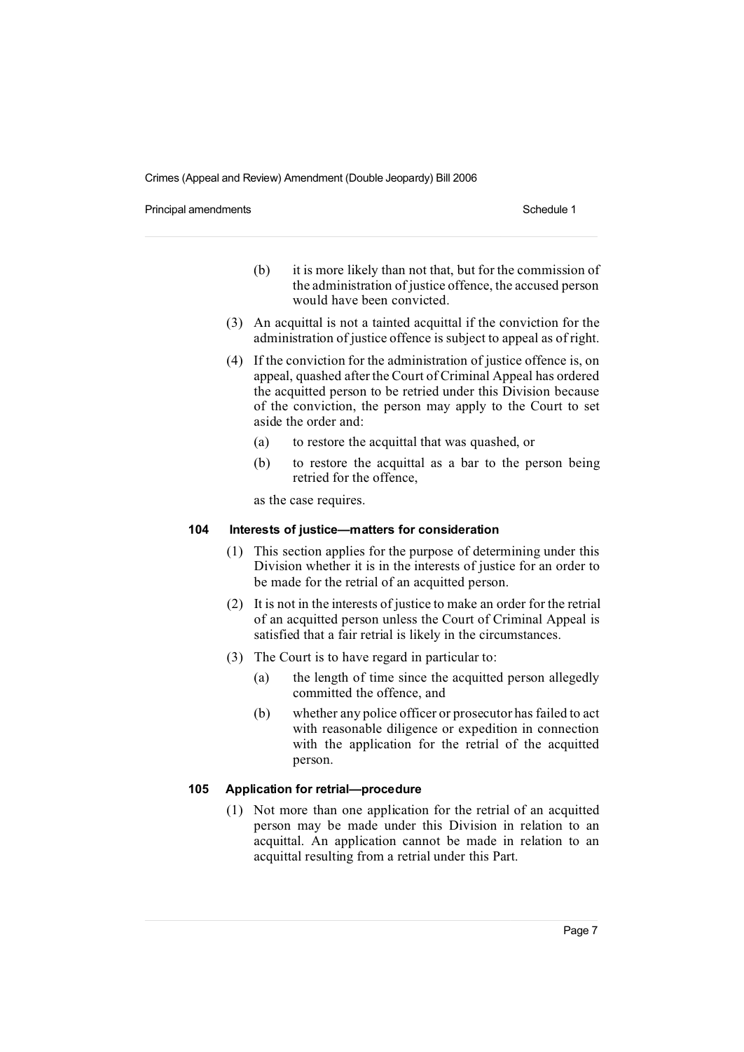(b) it is more likely than not that, but for the commission of the administration of justice offence, the accused person would have been convicted.

(3) An acquittal is not a tainted acquittal if the conviction for the administration of justice offence is subject to appeal as of right.

(4) If the conviction for the administration of justice offence is, on appeal, quashed after the Court of Criminal Appeal has ordered the acquitted person to be retried under this Division because of the conviction, the person may apply to the Court to set aside the order and:

(a) to restore the acquittal that was quashed, or

(b) to restore the acquittal as a bar to the person being retried for the offence,

as the case requires.

**104 Interests of justice—matters for consideration**

(1) This section applies for the purpose of determining under this Division whether it is in the interests of justice for an order to be made for the retrial of an acquitted person.

(2) It is not in the interests of justice to make an order for the retrial of an acquitted person unless the Court of Criminal Appeal is satisfied that a fair retrial is likely in the circumstances.

(3) The Court is to have regard in particular to:

(a) the length of time since the acquitted person allegedly committed the offence, and

(b) whether any police officer or prosecutor has failed to act with reasonable diligence or expedition in connection with the application for the retrial of the acquitted person.

**105 Application for retrial—procedure**

(1) Not more than one application for the retrial of an acquitted person may be made under this Division in relation to an acquittal. An application cannot be made in relation to an acquittal resulting from a retrial under this Part.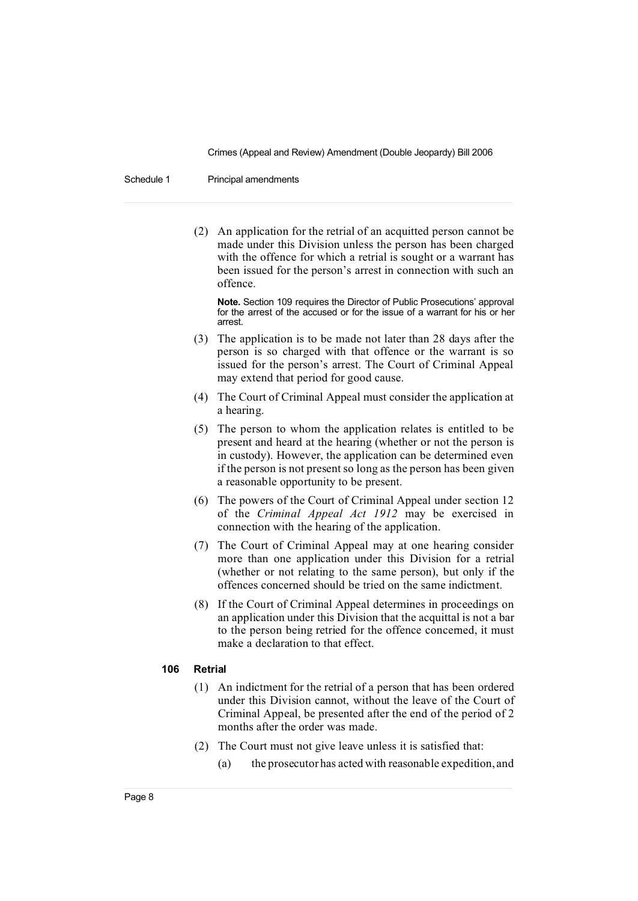(2) An application for the retrial of an acquitted person cannot be made under this Division unless the person has been charged with the offence for which a retrial is sought or a warrant has been issued for the person's arrest in connection with such an offence.

**Note.** Section 109 requires the Director of Public Prosecutions' approval for the arrest of the accused or for the issue of a warrant for his or her arrest.

(3) The application is to be made not later than 28 days after the person is so charged with that offence or the warrant is so issued for the person's arrest. The Court of Criminal Appeal may extend that period for good cause.

(4) The Court of Criminal Appeal must consider the application at a hearing.

(5) The person to whom the application relates is entitled to be present and heard at the hearing (whether or not the person is in custody). However, the application can be determined even if the person is not present so long as the person has been given a reasonable opportunity to be present.

(6) The powers of the Court of Criminal Appeal under section 12 of the *Criminal Appeal Act 1912* may be exercised in connection with the hearing of the application.

(7) The Court of Criminal Appeal may at one hearing consider more than one application under this Division for a retrial (whether or not relating to the same person), but only if the offences concerned should be tried on the same indictment.

(8) If the Court of Criminal Appeal determines in proceedings on an application under this Division that the acquittal is not a bar to the person being retried for the offence concerned, it must make a declaration to that effect.

**106 Retrial**

(1) An indictment for the retrial of a person that has been ordered under this Division cannot, without the leave of the Court of Criminal Appeal, be presented after the end of the period of 2 months after the order was made.

(2) The Court must not give leave unless it is satisfied that:

(a) the prosecutor has acted with reasonable expedition, and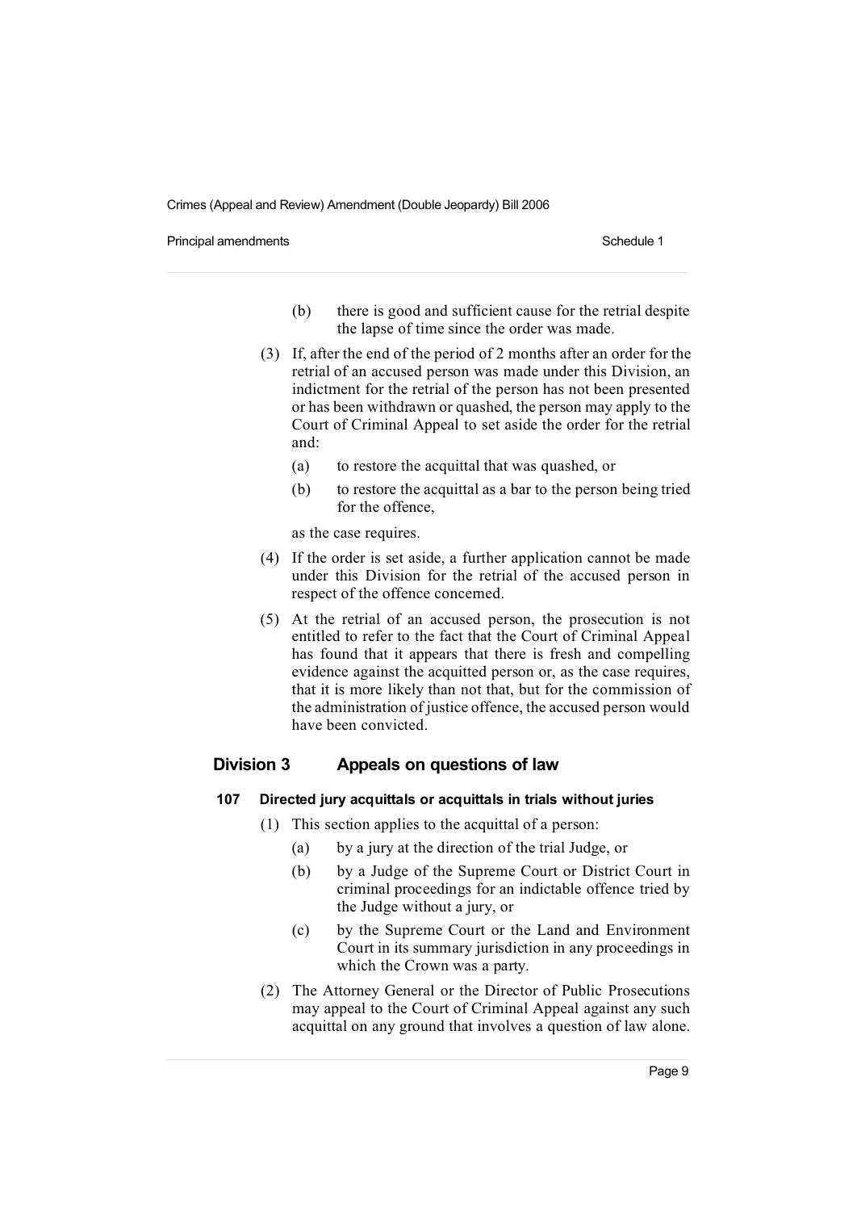(b) there is good and sufficient cause for the retrial despite the lapse of time since the order was made.

(3) If, after the end of the period of 2 months after an order for the retrial of an accused person was made under this Division, an indictment for the retrial of the person has not been presented or has been withdrawn or quashed, the person may apply to the Court of Criminal Appeal to set aside the order for the retrial and:

(a) to restore the acquittal that was quashed, or

(b) to restore the acquittal as a bar to the person being tried for the offence,

as the case requires.

(4) If the order is set aside, a further application cannot be made under this Division for the retrial of the accused person in respect of the offence concerned.

(5) At the retrial of an accused person, the prosecution is not entitled to refer to the fact that the Court of Criminal Appeal has found that it appears that there is fresh and compelling evidence against the acquitted person or, as the case requires, that it is more likely than not that, but for the commission of the administration of justice offence, the accused person would have been convicted.

## Division 3 Appeals on questions of law

### 107 Directed jury acquittals or acquittals in trials without juries

(1) This section applies to the acquittal of a person:

(a) by a jury at the direction of the trial Judge, or

(b) by a Judge of the Supreme Court or District Court in criminal proceedings for an indictable offence tried by the Judge without a jury, or

(c) by the Supreme Court or the Land and Environment Court in its summary jurisdiction in any proceedings in which the Crown was a party.

(2) The Attorney General or the Director of Public Prosecutions may appeal to the Court of Criminal Appeal against any such acquittal on any ground that involves a question of law alone.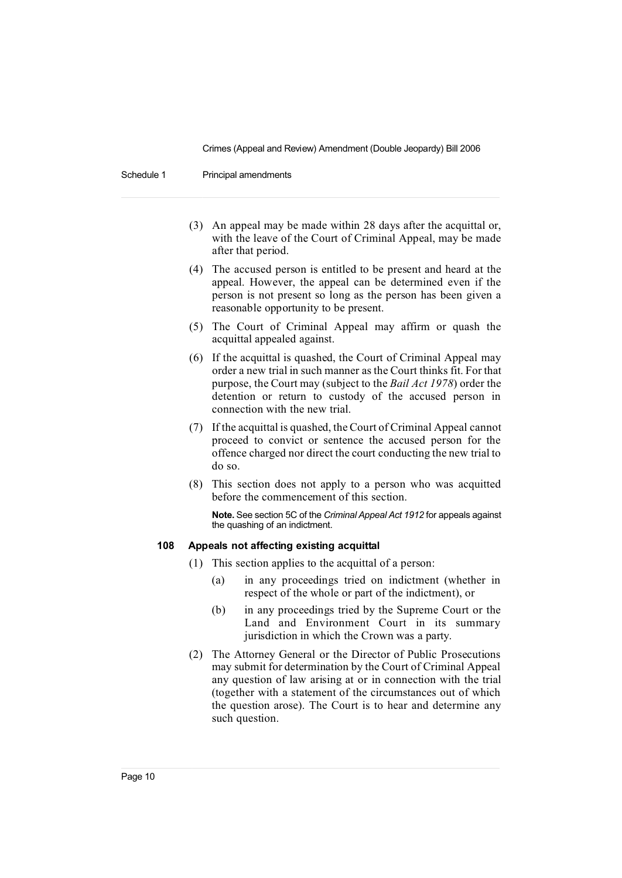(3) An appeal may be made within 28 days after the acquittal or, with the leave of the Court of Criminal Appeal, may be made after that period.

(4) The accused person is entitled to be present and heard at the appeal. However, the appeal can be determined even if the person is not present so long as the person has been given a reasonable opportunity to be present.

(5) The Court of Criminal Appeal may affirm or quash the acquittal appealed against.

(6) If the acquittal is quashed, the Court of Criminal Appeal may order a new trial in such manner as the Court thinks fit. For that purpose, the Court may (subject to the *Bail Act 1978*) order the detention or return to custody of the accused person in connection with the new trial.

(7) If the acquittal is quashed, the Court of Criminal Appeal cannot proceed to convict or sentence the accused person for the offence charged nor direct the court conducting the new trial to do so.

(8) This section does not apply to a person who was acquitted before the commencement of this section.

**Note.** See section 5C of the *Criminal Appeal Act 1912* for appeals against the quashing of an indictment.

**108 Appeals not affecting existing acquittal**

(1) This section applies to the acquittal of a person:

(a) in any proceedings tried on indictment (whether in respect of the whole or part of the indictment), or

(b) in any proceedings tried by the Supreme Court or the Land and Environment Court in its summary jurisdiction in which the Crown was a party.

(2) The Attorney General or the Director of Public Prosecutions may submit for determination by the Court of Criminal Appeal any question of law arising at or in connection with the trial (together with a statement of the circumstances out of which the question arose). The Court is to hear and determine any such question.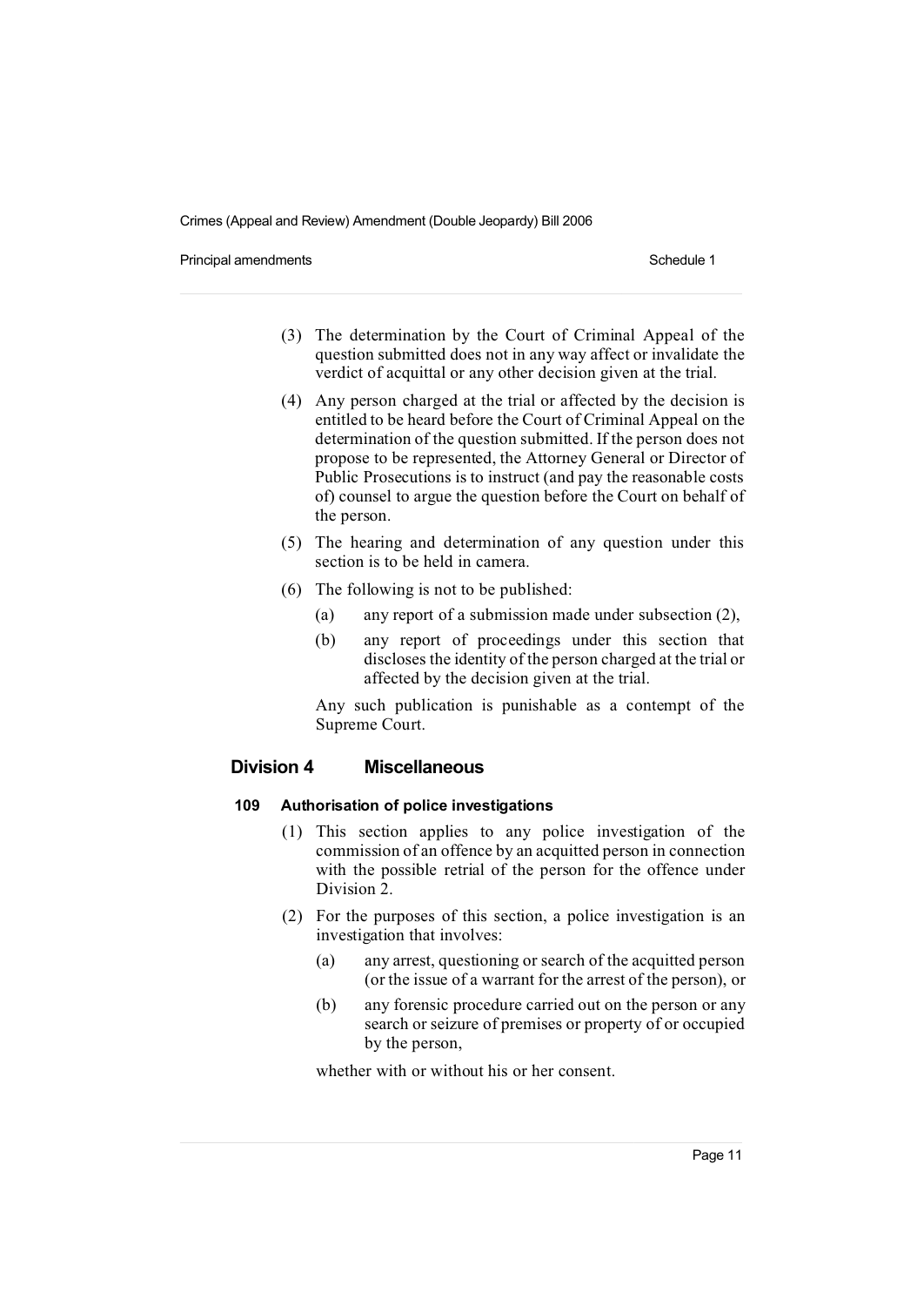(3) The determination by the Court of Criminal Appeal of the question submitted does not in any way affect or invalidate the verdict of acquittal or any other decision given at the trial.

(4) Any person charged at the trial or affected by the decision is entitled to be heard before the Court of Criminal Appeal on the determination of the question submitted. If the person does not propose to be represented, the Attorney General or Director of Public Prosecutions is to instruct (and pay the reasonable costs of) counsel to argue the question before the Court on behalf of the person.

(5) The hearing and determination of any question under this section is to be held in camera.

(6) The following is not to be published:

- (a) any report of a submission made under subsection (2),
- (b) any report of proceedings under this section that discloses the identity of the person charged at the trial or affected by the decision given at the trial.

Any such publication is punishable as a contempt of the Supreme Court.

## Division 4 Miscellaneous

### 109 Authorisation of police investigations

(1) This section applies to any police investigation of the commission of an offence by an acquitted person in connection with the possible retrial of the person for the offence under Division 2.

(2) For the purposes of this section, a police investigation is an investigation that involves:

- (a) any arrest, questioning or search of the acquitted person (or the issue of a warrant for the arrest of the person), or
- (b) any forensic procedure carried out on the person or any search or seizure of premises or property of or occupied by the person,

whether with or without his or her consent.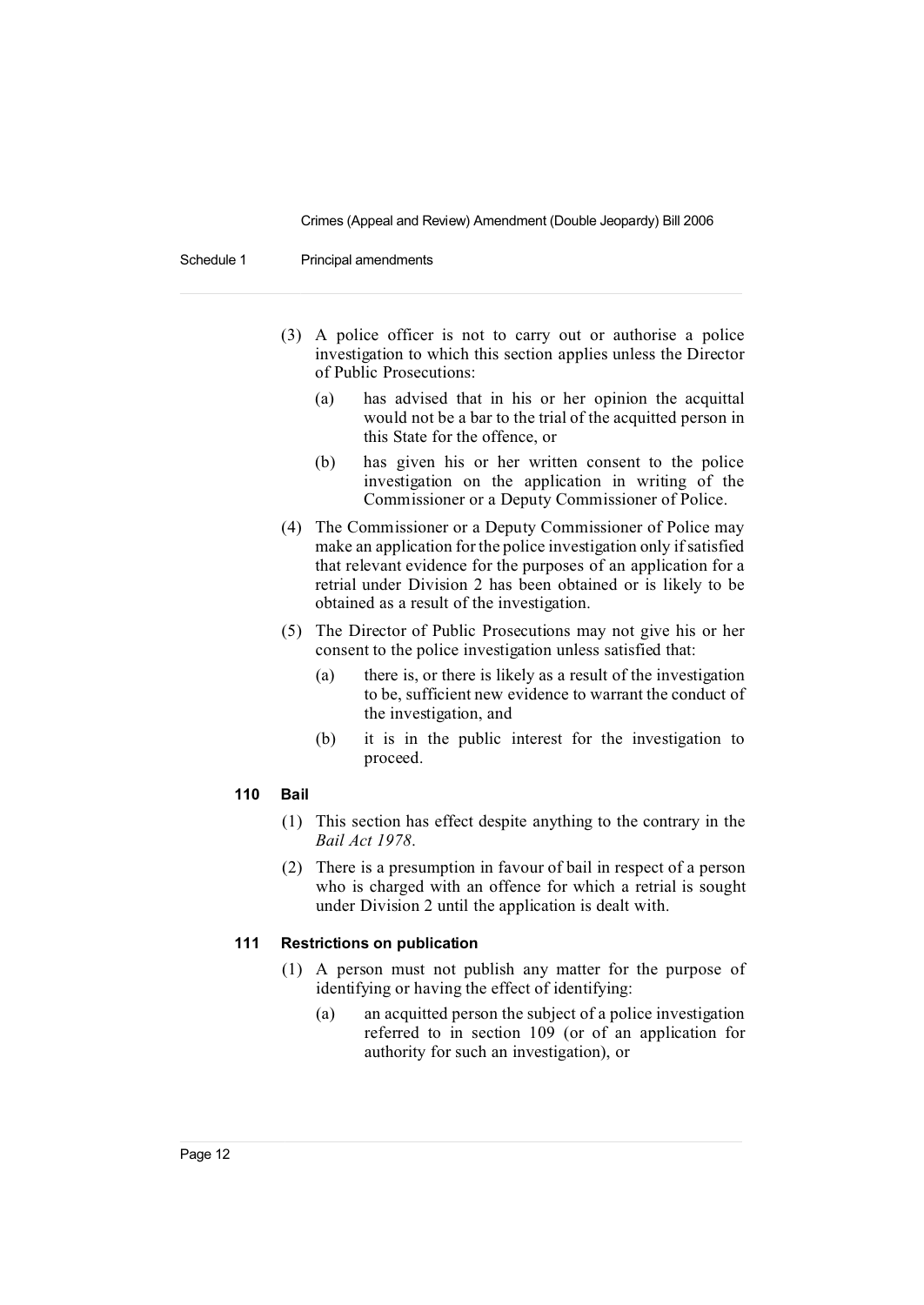(3) A police officer is not to carry out or authorise a police investigation to which this section applies unless the Director of Public Prosecutions:

(a) has advised that in his or her opinion the acquittal would not be a bar to the trial of the acquitted person in this State for the offence, or

(b) has given his or her written consent to the police investigation on the application in writing of the Commissioner or a Deputy Commissioner of Police.

(4) The Commissioner or a Deputy Commissioner of Police may make an application for the police investigation only if satisfied that relevant evidence for the purposes of an application for a retrial under Division 2 has been obtained or is likely to be obtained as a result of the investigation.

(5) The Director of Public Prosecutions may not give his or her consent to the police investigation unless satisfied that:

(a) there is, or there is likely as a result of the investigation to be, sufficient new evidence to warrant the conduct of the investigation, and

(b) it is in the public interest for the investigation to proceed.

### 110 Bail

(1) This section has effect despite anything to the contrary in the *Bail Act 1978*.

(2) There is a presumption in favour of bail in respect of a person who is charged with an offence for which a retrial is sought under Division 2 until the application is dealt with.

### 111 Restrictions on publication

(1) A person must not publish any matter for the purpose of identifying or having the effect of identifying:

(a) an acquitted person the subject of a police investigation referred to in section 109 (or of an application for authority for such an investigation), or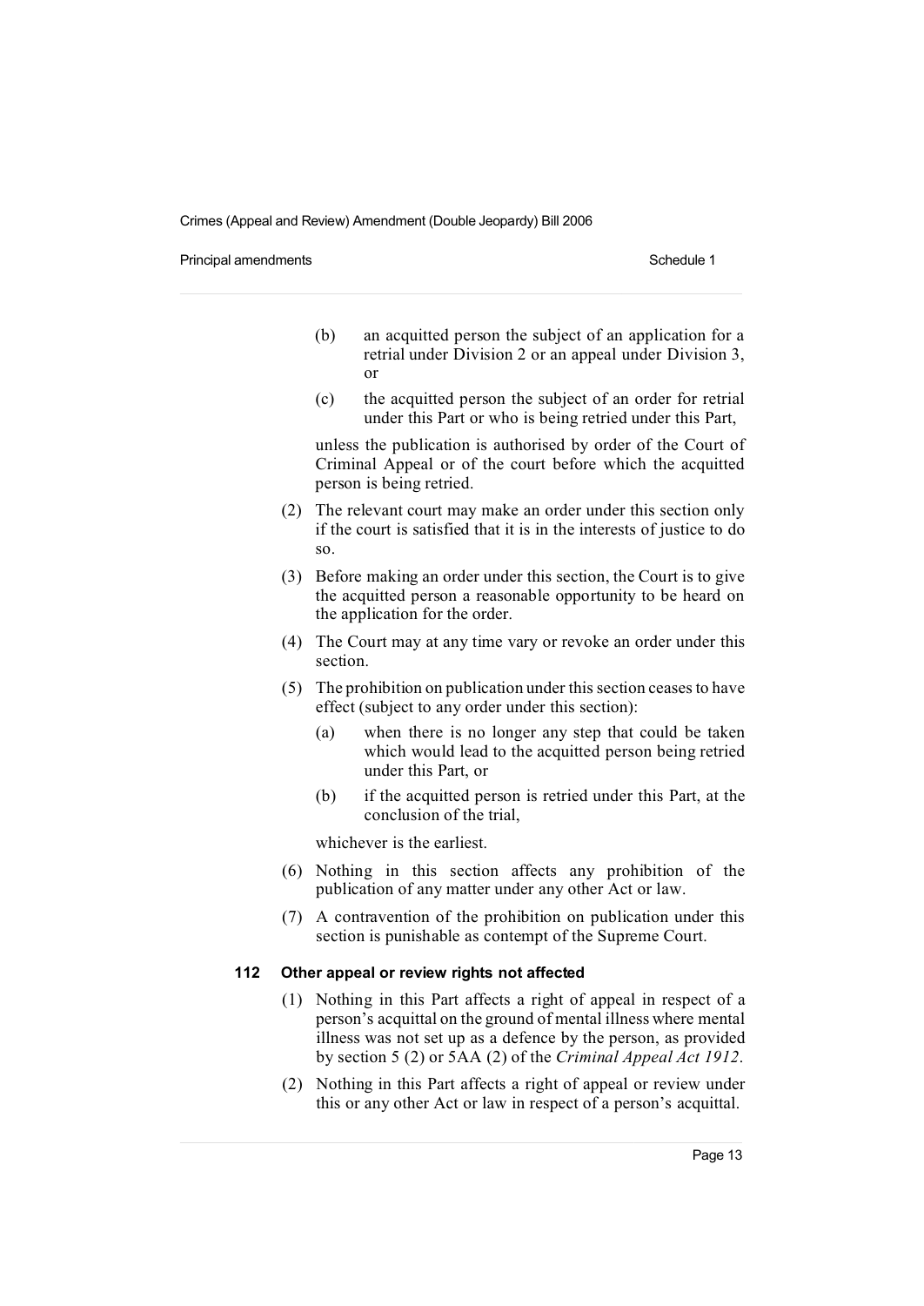(b) an acquitted person the subject of an application for a retrial under Division 2 or an appeal under Division 3, or

(c) the acquitted person the subject of an order for retrial under this Part or who is being retried under this Part,

unless the publication is authorised by order of the Court of Criminal Appeal or of the court before which the acquitted person is being retried.

(2) The relevant court may make an order under this section only if the court is satisfied that it is in the interests of justice to do so.

(3) Before making an order under this section, the Court is to give the acquitted person a reasonable opportunity to be heard on the application for the order.

(4) The Court may at any time vary or revoke an order under this section.

(5) The prohibition on publication under this section ceases to have effect (subject to any order under this section):

(a) when there is no longer any step that could be taken which would lead to the acquitted person being retried under this Part, or

(b) if the acquitted person is retried under this Part, at the conclusion of the trial,

whichever is the earliest.

(6) Nothing in this section affects any prohibition of the publication of any matter under any other Act or law.

(7) A contravention of the prohibition on publication under this section is punishable as contempt of the Supreme Court.

**112 Other appeal or review rights not affected**

(1) Nothing in this Part affects a right of appeal in respect of a person's acquittal on the ground of mental illness where mental illness was not set up as a defence by the person, as provided by section 5 (2) or 5AA (2) of the *Criminal Appeal Act 1912*.

(2) Nothing in this Part affects a right of appeal or review under this or any other Act or law in respect of a person's acquittal.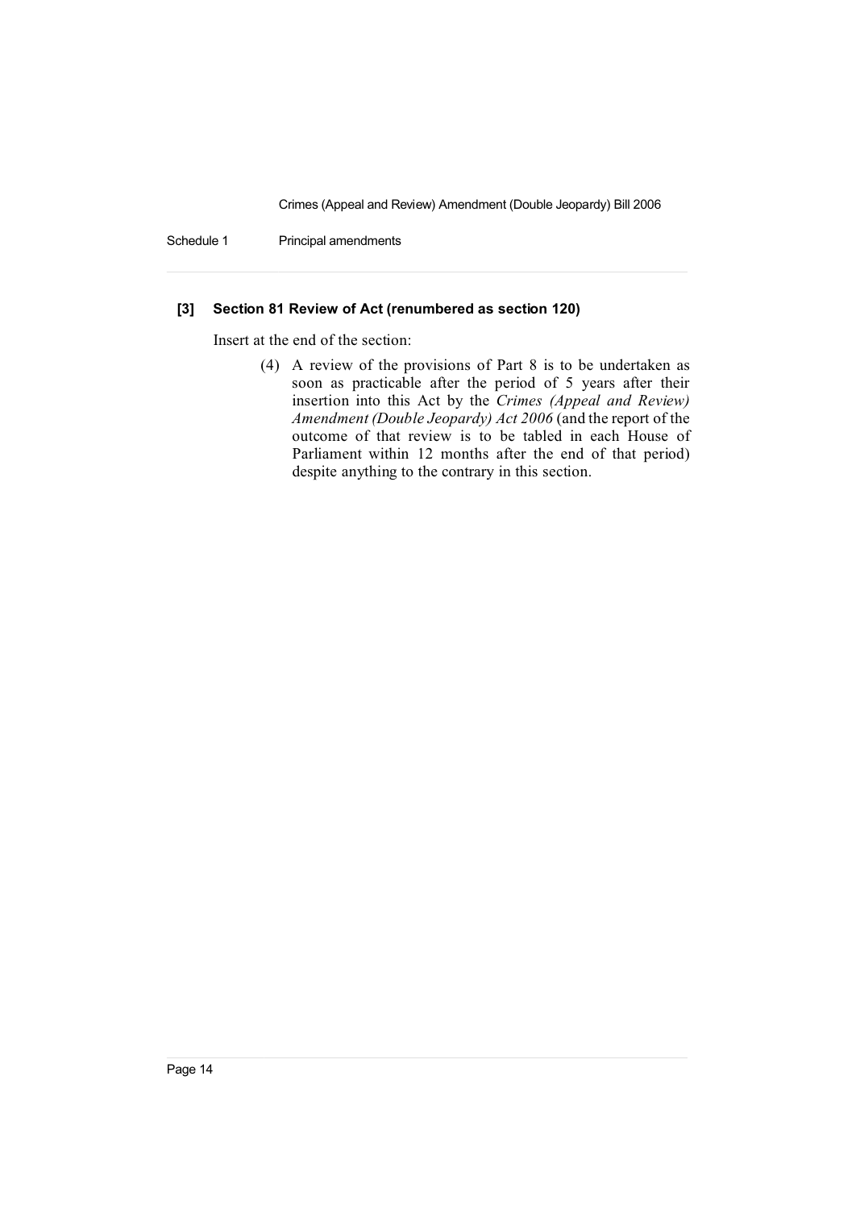**[3] Section 81 Review of Act (renumbered as section 120)**

Insert at the end of the section:

(4) A review of the provisions of Part 8 is to be undertaken as soon as practicable after the period of 5 years after their insertion into this Act by the *Crimes (Appeal and Review) Amendment (Double Jeopardy) Act 2006* (and the report of the outcome of that review is to be tabled in each House of Parliament within 12 months after the end of that period) despite anything to the contrary in this section.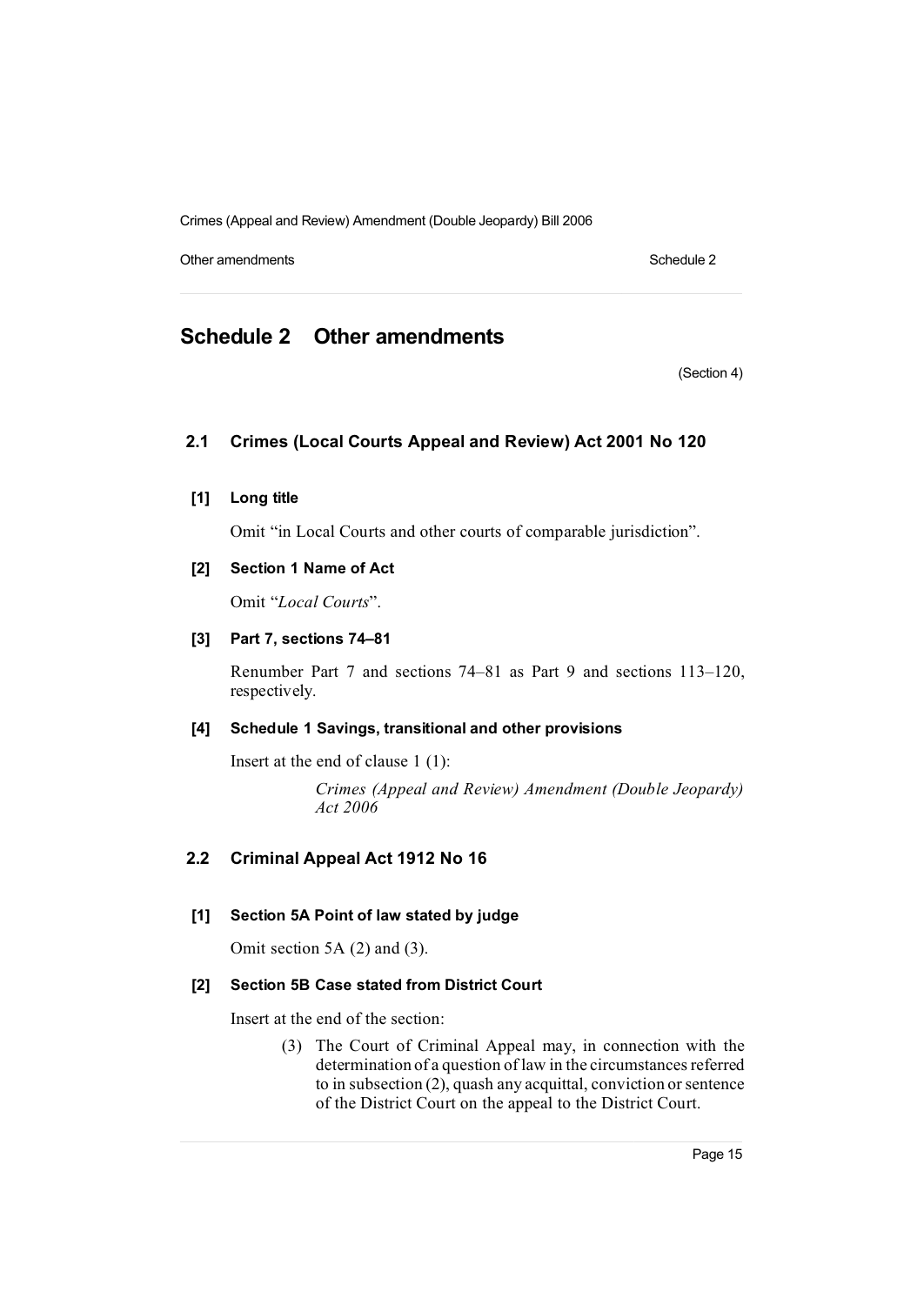# Schedule 2 Other amendments

(Section 4)

## 2.1 Crimes (Local Courts Appeal and Review) Act 2001 No 120

### [1] Long title

Omit "in Local Courts and other courts of comparable jurisdiction".

### [2] Section 1 Name of Act

Omit "*Local Courts*".

### [3] Part 7, sections 74–81

Renumber Part 7 and sections 74–81 as Part 9 and sections 113–120, respectively.

### [4] Schedule 1 Savings, transitional and other provisions

Insert at the end of clause 1 (1):

> *Crimes (Appeal and Review) Amendment (Double Jeopardy) Act 2006*

## 2.2 Criminal Appeal Act 1912 No 16

### [1] Section 5A Point of law stated by judge

Omit section 5A (2) and (3).

### [2] Section 5B Case stated from District Court

Insert at the end of the section:

> (3) The Court of Criminal Appeal may, in connection with the determination of a question of law in the circumstances referred to in subsection (2), quash any acquittal, conviction or sentence of the District Court on the appeal to the District Court.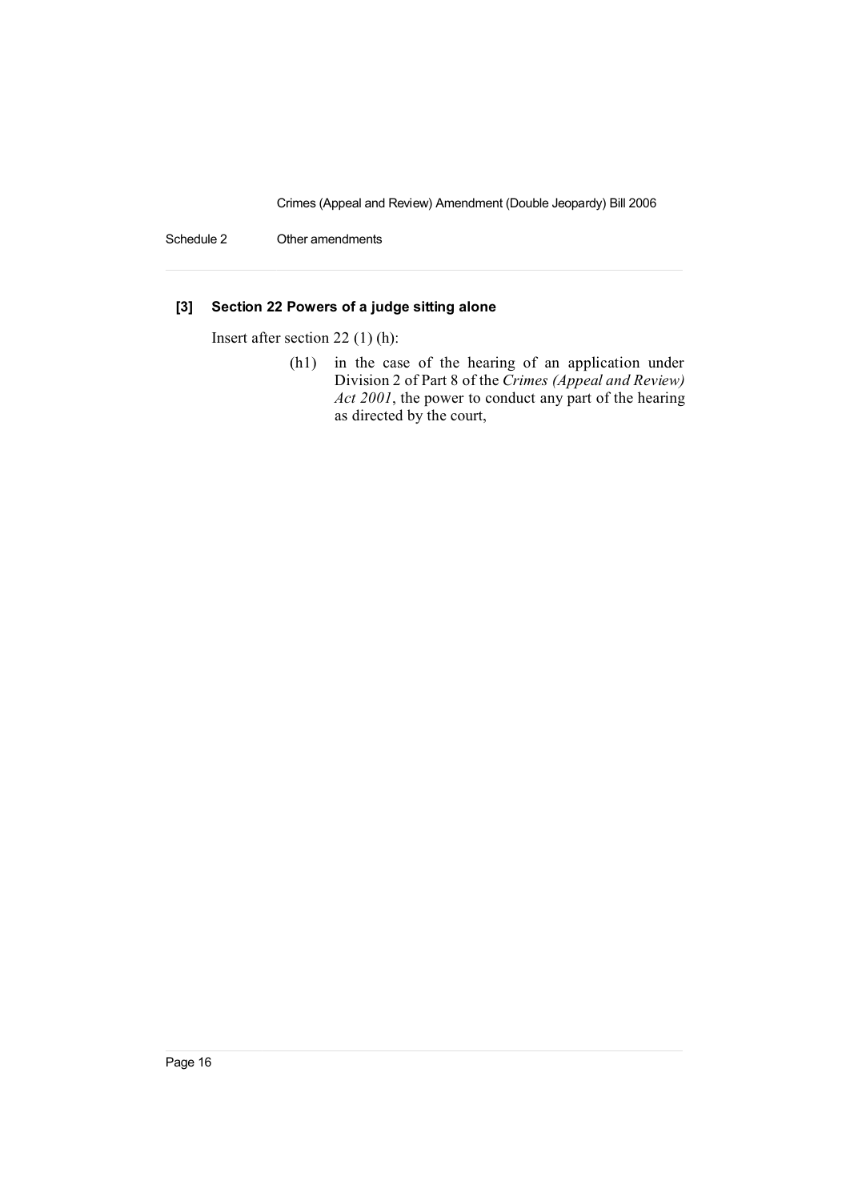### [3] Section 22 Powers of a judge sitting alone

Insert after section 22 (1) (h):

(h1) in the case of the hearing of an application under Division 2 of Part 8 of the *Crimes (Appeal and Review) Act 2001*, the power to conduct any part of the hearing as directed by the court,